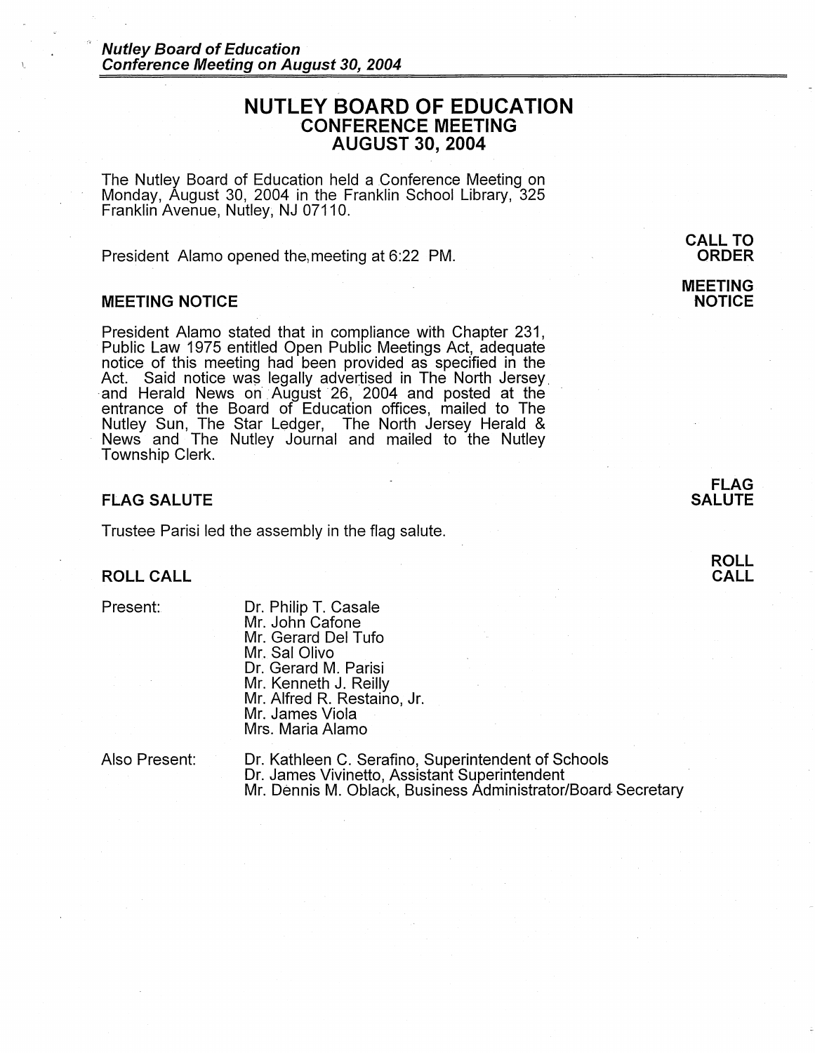// NUTLEY BOARD OF EDUCATION
## CONFERENCE MEETING
## AUGUST 30, 2004

The Nutley Board of Education held a Conference Meeting on Monday, August 30, 2004 in the Franklin School Library, 325 Franklin Avenue, Nutley, NJ 07110.

**CALL TO ORDER**

President Alamo opened the meeting at 6:22 PM.

### MEETING NOTICE

President Alamo stated that in compliance with Chapter 231, Public Law 1975 entitled Open Public Meetings Act, adequate notice of this meeting had been provided as specified in the Act. Said notice was legally advertised in The North Jersey and Herald News on August 26, 2004 and posted at the entrance of the Board of Education offices, mailed to The Nutley Sun, The Star Ledger, The North Jersey Herald & News and The Nutley Journal and mailed to the Nutley Township Clerk.

### FLAG SALUTE

Trustee Parisi led the assembly in the flag salute.

### ROLL CALL

Present:

- Dr. Philip T. Casale
- Mr. John Cafone
- Mr. Gerard Del Tufo
- Mr. Sal Olivo
- Dr. Gerard M. Parisi
- Mr. Kenneth J. Reilly
- Mr. Alfred R. Restaino, Jr.
- Mr. James Viola
- Mrs. Maria Alamo

Also Present:

- Dr. Kathleen C. Serafino, Superintendent of Schools
- Dr. James Vivinetto, Assistant Superintendent
- Mr. Dennis M. Oblack, Business Administrator/Board Secretary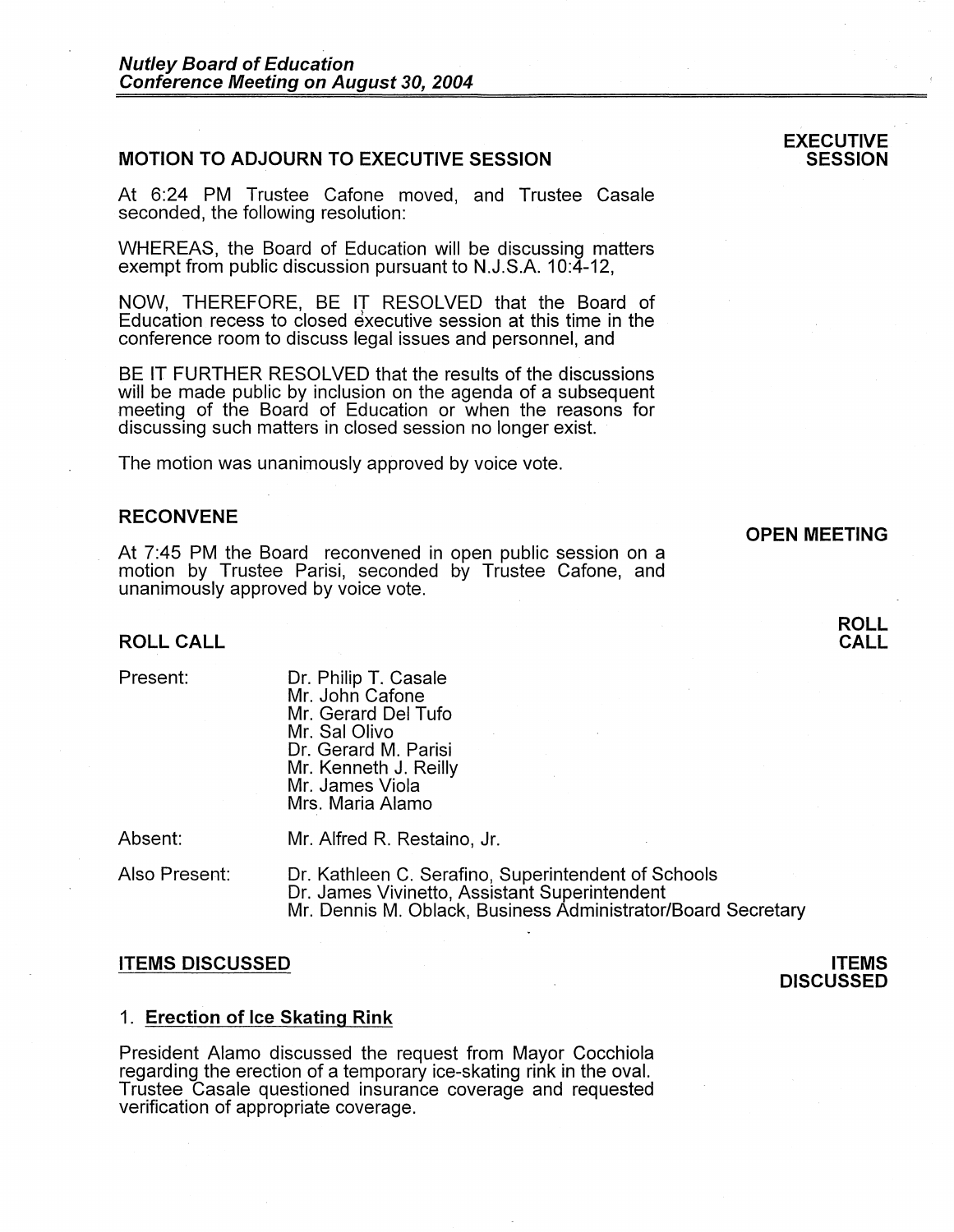## MOTION TO ADJOURN TO EXECUTIVE SESSION

**EXECUTIVE SESSION**

At 6:24 PM Trustee Cafone moved, and Trustee Casale seconded, the following resolution:

WHEREAS, the Board of Education will be discussing matters exempt from public discussion pursuant to N.J.S.A. 10:4-12,

NOW, THEREFORE, BE IT RESOLVED that the Board of Education recess to closed executive session at this time in the conference room to discuss legal issues and personnel, and

BE IT FURTHER RESOLVED that the results of the discussions will be made public by inclusion on the agenda of a subsequent meeting of the Board of Education or when the reasons for discussing such matters in closed session no longer exist.

The motion was unanimously approved by voice vote.

## RECONVENE

**OPEN MEETING**

At 7:45 PM the Board reconvened in open public session on a motion by Trustee Parisi, seconded by Trustee Cafone, and unanimously approved by voice vote.

## ROLL CALL

**ROLL CALL**

Present:
- Dr. Philip T. Casale
- Mr. John Cafone
- Mr. Gerard Del Tufo
- Mr. Sal Olivo
- Dr. Gerard M. Parisi
- Mr. Kenneth J. Reilly
- Mr. James Viola
- Mrs. Maria Alamo

Absent:
- Mr. Alfred R. Restaino, Jr.

Also Present:
- Dr. Kathleen C. Serafino, Superintendent of Schools
- Dr. James Vivinetto, Assistant Superintendent
- Mr. Dennis M. Oblack, Business Administrator/Board Secretary

## ITEMS DISCUSSED

**ITEMS DISCUSSED**

1. **Erection of Ice Skating Rink**

President Alamo discussed the request from Mayor Cocchiola regarding the erection of a temporary ice-skating rink in the oval. Trustee Casale questioned insurance coverage and requested verification of appropriate coverage.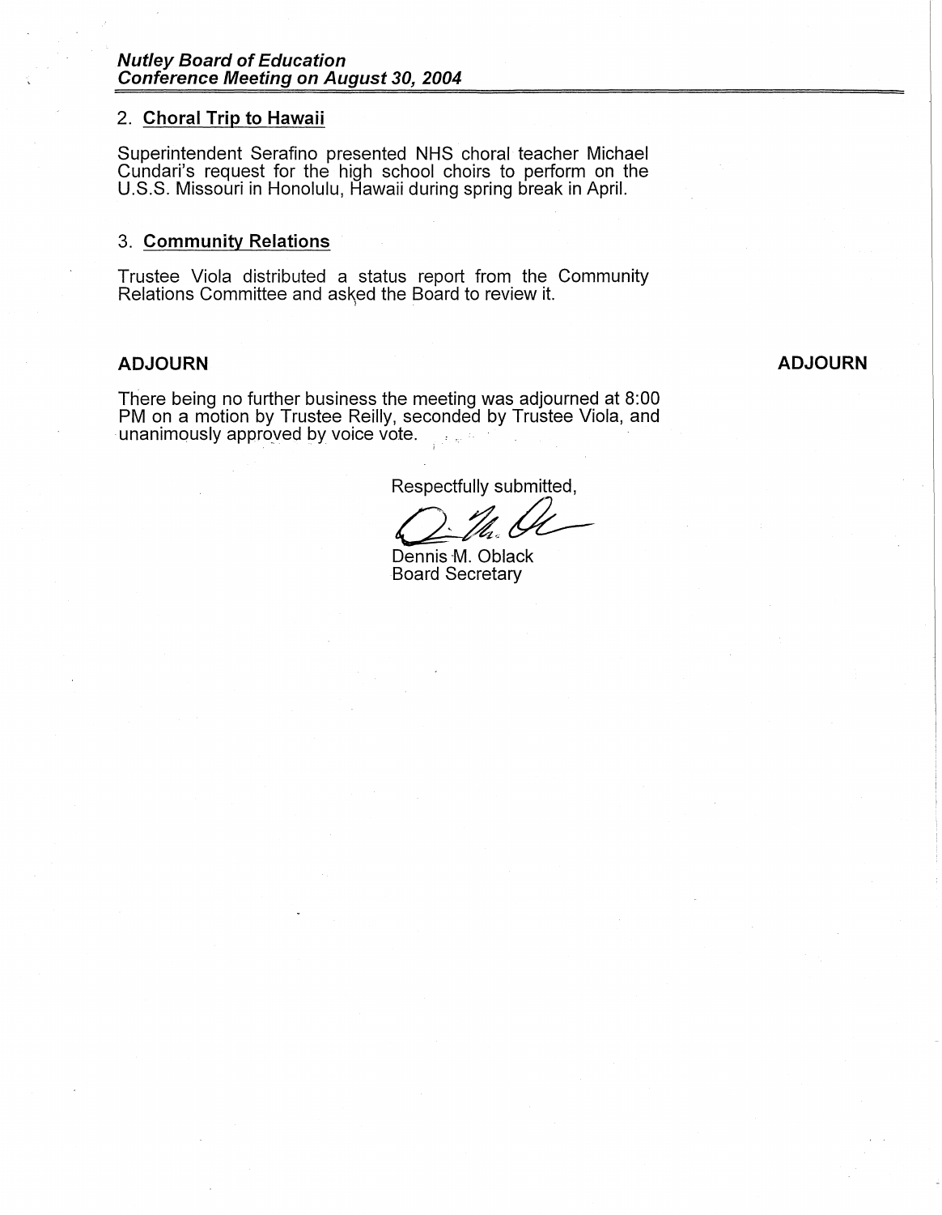### 2. Choral Trip to Hawaii

Superintendent Serafino presented NHS choral teacher Michael Cundari's request for the high school choirs to perform on the U.S.S. Missouri in Honolulu, Hawaii during spring break in April.

### 3. Community Relations

Trustee Viola distributed a status report from the Community Relations Committee and asked the Board to review it.

## ADJOURN

There being no further business the meeting was adjourned at 8:00 PM on a motion by Trustee Reilly, seconded by Trustee Viola, and unanimously approved by voice vote.

Respectfully submitted,

Dennis M. Oblack
Board Secretary